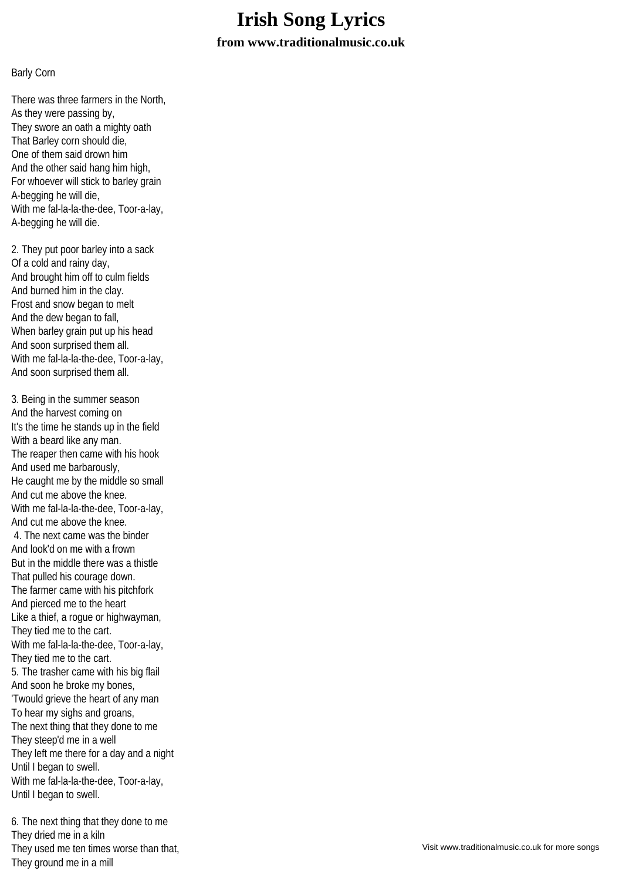# Irish Song Lyrics

### from www.traditionalmusic.co.uk

Barly Corn

There was three farmers in the North,
As they were passing by,
They swore an oath a mighty oath
That Barley corn should die,
One of them said drown him
And the other said hang him high,
For whoever will stick to barley grain
A-begging he will die,
With me fal-la-la-the-dee, Toor-a-lay,
A-begging he will die.

2. They put poor barley into a sack
Of a cold and rainy day,
And brought him off to culm fields
And burned him in the clay.
Frost and snow began to melt
And the dew began to fall,
When barley grain put up his head
And soon surprised them all.
With me fal-la-la-the-dee, Toor-a-lay,
And soon surprised them all.

3. Being in the summer season
And the harvest coming on
It's the time he stands up in the field
With a beard like any man.
The reaper then came with his hook
And used me barbarously,
He caught me by the middle so small
And cut me above the knee.
With me fal-la-la-the-dee, Toor-a-lay,
And cut me above the knee.

4. The next came was the binder
And look'd on me with a frown
But in the middle there was a thistle
That pulled his courage down.
The farmer came with his pitchfork
And pierced me to the heart
Like a thief, a rogue or highwayman,
They tied me to the cart.
With me fal-la-la-the-dee, Toor-a-lay,
They tied me to the cart.

5. The trasher came with his big flail
And soon he broke my bones,
'Twould grieve the heart of any man
To hear my sighs and groans,
The next thing that they done to me
They steep'd me in a well
They left me there for a day and a night
Until I began to swell.
With me fal-la-la-the-dee, Toor-a-lay,
Until I began to swell.

6. The next thing that they done to me
They dried me in a kiln
They used me ten times worse than that,
They ground me in a mill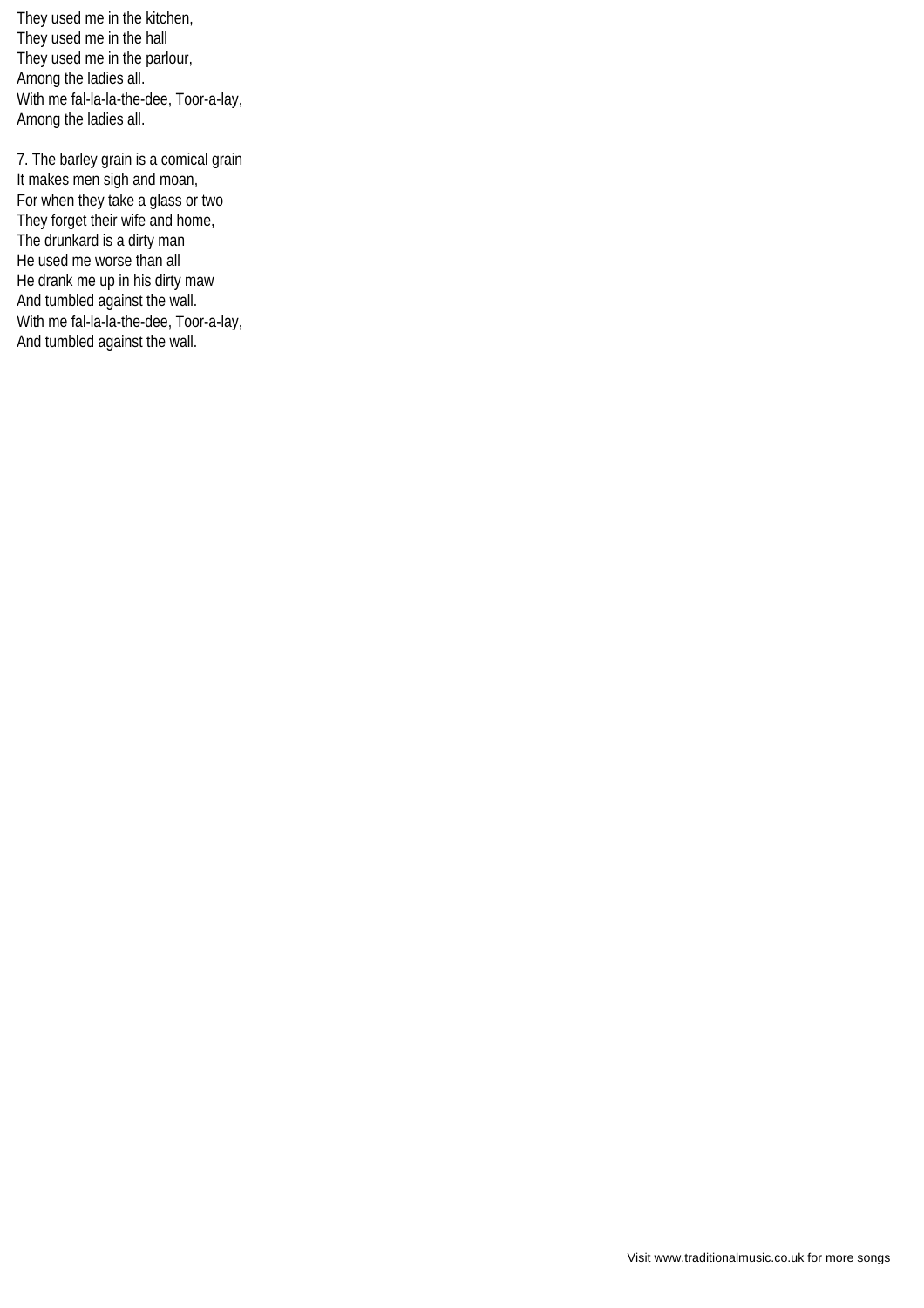They used me in the kitchen,
They used me in the hall
They used me in the parlour,
Among the ladies all.
With me fal-la-la-the-dee, Toor-a-lay,
Among the ladies all.

7. The barley grain is a comical grain
It makes men sigh and moan,
For when they take a glass or two
They forget their wife and home,
The drunkard is a dirty man
He used me worse than all
He drank me up in his dirty maw
And tumbled against the wall.
With me fal-la-la-the-dee, Toor-a-lay,
And tumbled against the wall.